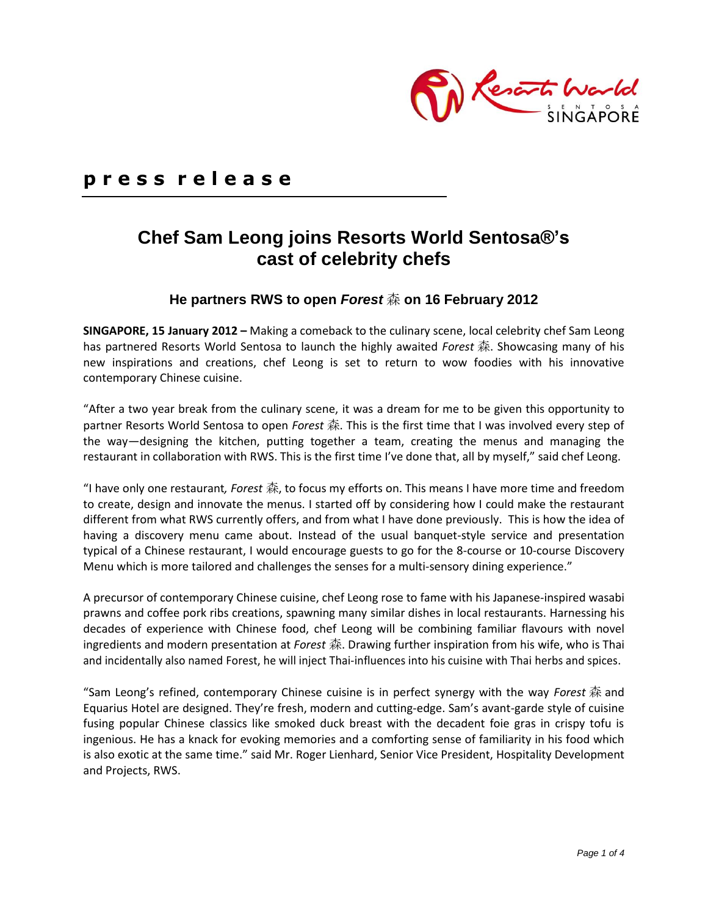**press release**

# Chef Sam Leong joins Resorts World Sentosa®'s cast of celebrity chefs

### He partners RWS to open *Forest* 森 on 16 February 2012

**SINGAPORE, 15 January 2012 –** Making a comeback to the culinary scene, local celebrity chef Sam Leong has partnered Resorts World Sentosa to launch the highly awaited *Forest* 森. Showcasing many of his new inspirations and creations, chef Leong is set to return to wow foodies with his innovative contemporary Chinese cuisine.

"After a two year break from the culinary scene, it was a dream for me to be given this opportunity to partner Resorts World Sentosa to open *Forest* 森. This is the first time that I was involved every step of the way—designing the kitchen, putting together a team, creating the menus and managing the restaurant in collaboration with RWS. This is the first time I've done that, all by myself," said chef Leong.

"I have only one restaurant*, Forest* 森, to focus my efforts on. This means I have more time and freedom to create, design and innovate the menus. I started off by considering how I could make the restaurant different from what RWS currently offers, and from what I have done previously. This is how the idea of having a discovery menu came about. Instead of the usual banquet-style service and presentation typical of a Chinese restaurant, I would encourage guests to go for the 8-course or 10-course Discovery Menu which is more tailored and challenges the senses for a multi-sensory dining experience."

A precursor of contemporary Chinese cuisine, chef Leong rose to fame with his Japanese-inspired wasabi prawns and coffee pork ribs creations, spawning many similar dishes in local restaurants. Harnessing his decades of experience with Chinese food, chef Leong will be combining familiar flavours with novel ingredients and modern presentation at *Forest* 森. Drawing further inspiration from his wife, who is Thai and incidentally also named Forest, he will inject Thai-influences into his cuisine with Thai herbs and spices.

"Sam Leong's refined, contemporary Chinese cuisine is in perfect synergy with the way *Forest* 森 and Equarius Hotel are designed. They're fresh, modern and cutting-edge. Sam's avant-garde style of cuisine fusing popular Chinese classics like smoked duck breast with the decadent foie gras in crispy tofu is ingenious. He has a knack for evoking memories and a comforting sense of familiarity in his food which is also exotic at the same time." said Mr. Roger Lienhard, Senior Vice President, Hospitality Development and Projects, RWS.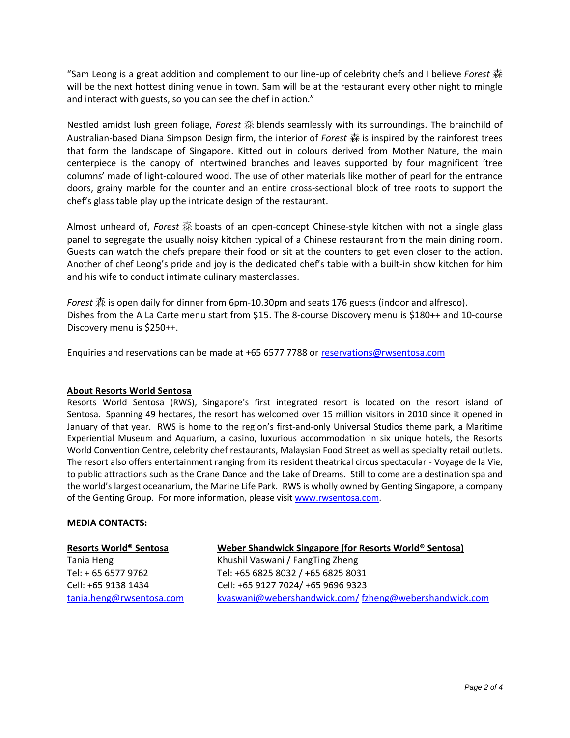"Sam Leong is a great addition and complement to our line-up of celebrity chefs and I believe *Forest* 森 will be the next hottest dining venue in town. Sam will be at the restaurant every other night to mingle and interact with guests, so you can see the chef in action."

Nestled amidst lush green foliage, *Forest* 森 blends seamlessly with its surroundings. The brainchild of Australian-based Diana Simpson Design firm, the interior of *Forest* 森 is inspired by the rainforest trees that form the landscape of Singapore. Kitted out in colours derived from Mother Nature, the main centerpiece is the canopy of intertwined branches and leaves supported by four magnificent 'tree columns' made of light-coloured wood. The use of other materials like mother of pearl for the entrance doors, grainy marble for the counter and an entire cross-sectional block of tree roots to support the chef's glass table play up the intricate design of the restaurant.

Almost unheard of, *Forest* 森 boasts of an open-concept Chinese-style kitchen with not a single glass panel to segregate the usually noisy kitchen typical of a Chinese restaurant from the main dining room. Guests can watch the chefs prepare their food or sit at the counters to get even closer to the action. Another of chef Leong's pride and joy is the dedicated chef's table with a built-in show kitchen for him and his wife to conduct intimate culinary masterclasses.

*Forest* 森 is open daily for dinner from 6pm-10.30pm and seats 176 guests (indoor and alfresco).
Dishes from the A La Carte menu start from $15. The 8-course Discovery menu is $180++ and 10-course Discovery menu is $250++.

Enquiries and reservations can be made at +65 6577 7788 or reservations@rwsentosa.com

**About Resorts World Sentosa**

Resorts World Sentosa (RWS), Singapore's first integrated resort is located on the resort island of Sentosa. Spanning 49 hectares, the resort has welcomed over 15 million visitors in 2010 since it opened in January of that year. RWS is home to the region's first-and-only Universal Studios theme park, a Maritime Experiential Museum and Aquarium, a casino, luxurious accommodation in six unique hotels, the Resorts World Convention Centre, celebrity chef restaurants, Malaysian Food Street as well as specialty retail outlets. The resort also offers entertainment ranging from its resident theatrical circus spectacular - Voyage de la Vie, to public attractions such as the Crane Dance and the Lake of Dreams. Still to come are a destination spa and the world's largest oceanarium, the Marine Life Park. RWS is wholly owned by Genting Singapore, a company of the Genting Group. For more information, please visit www.rwsentosa.com.

**MEDIA CONTACTS:**

| **Resorts World® Sentosa** | **Weber Shandwick Singapore (for Resorts World® Sentosa)** |
|---|---|
| Tania Heng | Khushil Vaswani / FangTing Zheng |
| Tel: + 65 6577 9762 | Tel: +65 6825 8032 / +65 6825 8031 |
| Cell: +65 9138 1434 | Cell: +65 9127 7024/ +65 9696 9323 |
| tania.heng@rwsentosa.com | kvaswani@webershandwick.com/ fzheng@webershandwick.com |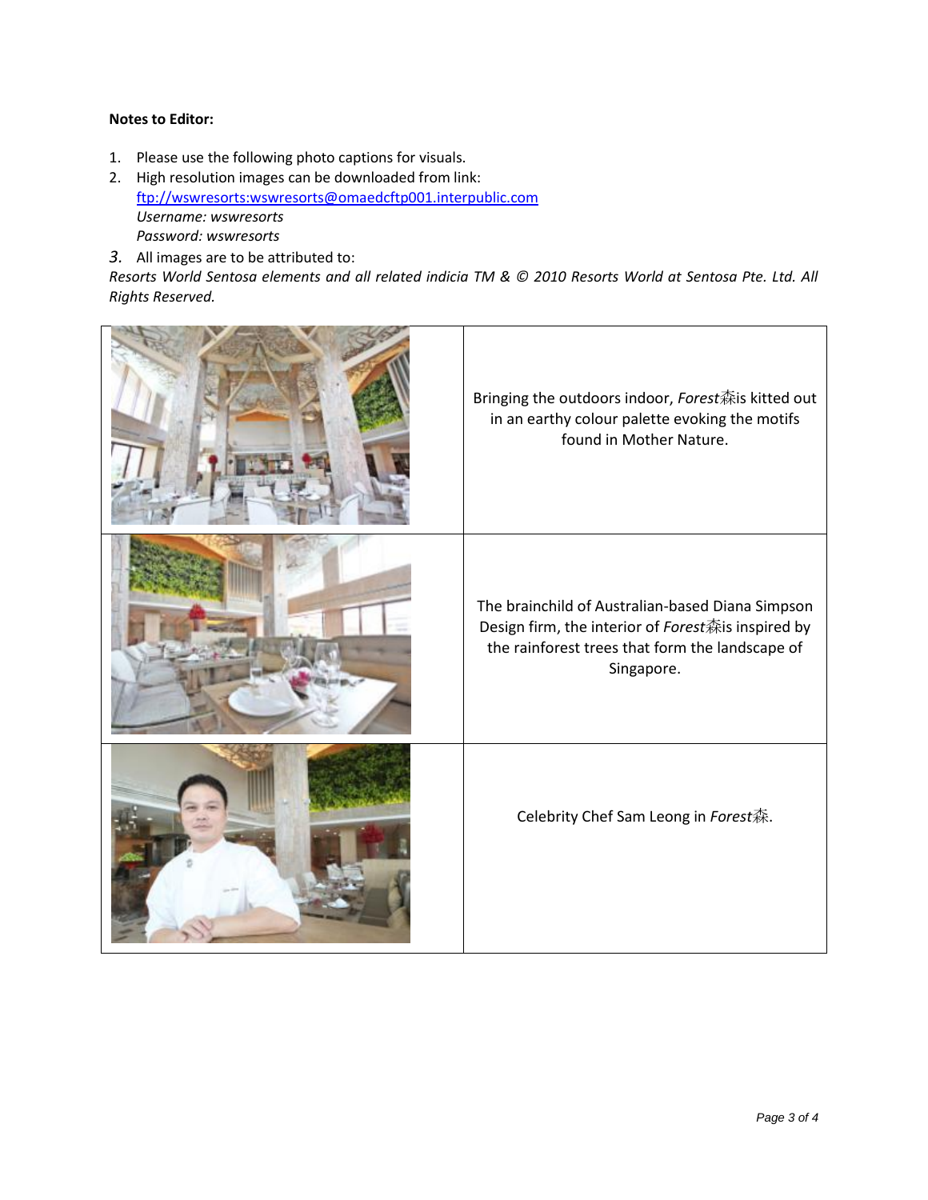**Notes to Editor:**

1. Please use the following photo captions for visuals.
2. High resolution images can be downloaded from link: [ftp://wswresorts:wswresorts@omaedcftp001.interpublic.com](ftp://wswresorts:wswresorts@omaedcftp001.interpublic.com)
   *Username: wswresorts*
   *Password: wswresorts*
3. All images are to be attributed to:

*Resorts World Sentosa elements and all related indicia TM & © 2010 Resorts World at Sentosa Pte. Ltd. All Rights Reserved.*

| | |
|---|---|
| | Bringing the outdoors indoor, *Forest*森is kitted out in an earthy colour palette evoking the motifs found in Mother Nature. |
| | The brainchild of Australian-based Diana Simpson Design firm, the interior of *Forest*森is inspired by the rainforest trees that form the landscape of Singapore. |
| | Celebrity Chef Sam Leong in *Forest*森. |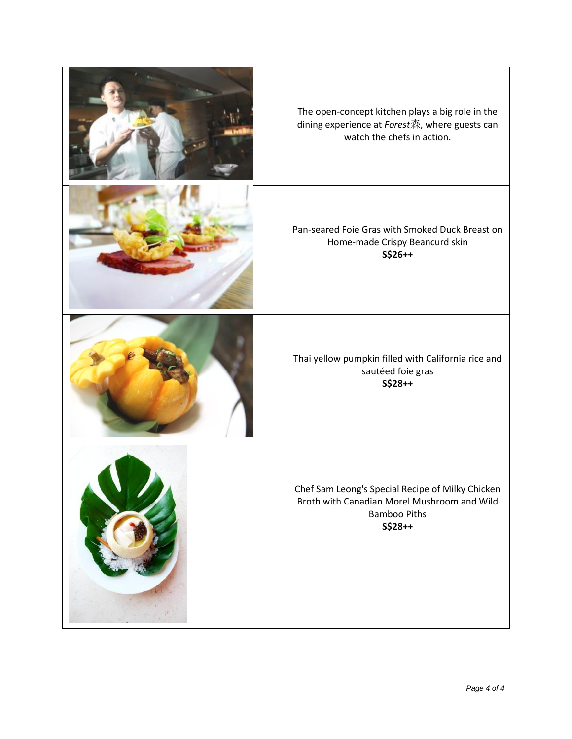| | |
|---|---|
| | The open-concept kitchen plays a big role in the dining experience at *Forest*森, where guests can watch the chefs in action. |
| | Pan-seared Foie Gras with Smoked Duck Breast on Home-made Crispy Beancurd skin **S$26++** |
| | Thai yellow pumpkin filled with California rice and sautéed foie gras **S$28++** |
| | Chef Sam Leong's Special Recipe of Milky Chicken Broth with Canadian Morel Mushroom and Wild Bamboo Piths **S$28++** |